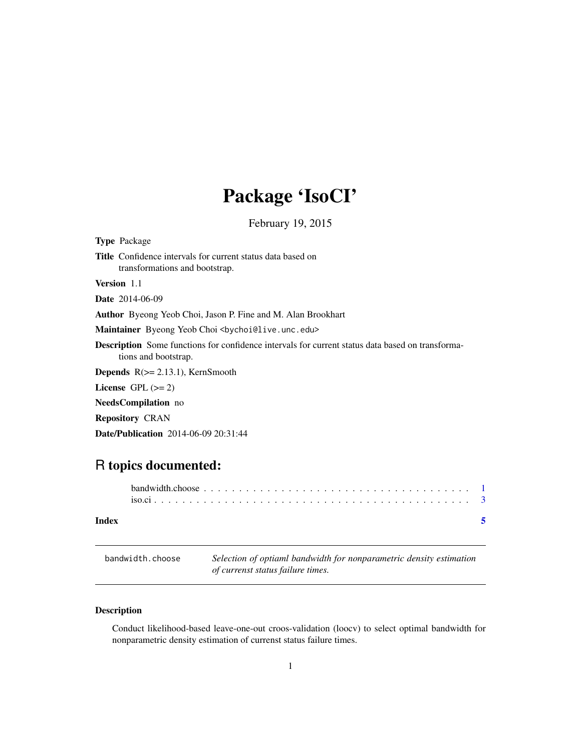# Package 'IsoCI'

February 19, 2015

**Type** Package

**Title** Confidence intervals for current status data based on transformations and bootstrap.

**Version** 1.1

**Date** 2014-06-09

**Author** Byeong Yeob Choi, Jason P. Fine and M. Alan Brookhart

**Maintainer** Byeong Yeob Choi <bychoi@live.unc.edu>

**Description** Some functions for confidence intervals for current status data based on transformations and bootstrap.

**Depends** R(>= 2.13.1), KernSmooth

**License** GPL (>= 2)

**NeedsCompilation** no

**Repository** CRAN

**Date/Publication** 2014-06-09 20:31:44

## R topics documented:

bandwidth.choose . . . . . . . . . . . . . . . . . . . . . . . . . . . . . . . . . . . . . . 1
iso.ci . . . . . . . . . . . . . . . . . . . . . . . . . . . . . . . . . . . . . . . . . . . . 3

**Index** 5

---

`bandwidth.choose` *Selection of optiaml bandwidth for nonparametric density estimation of currenst status failure times.*

---

### Description

Conduct likelihood-based leave-one-out croos-validation (loocv) to select optimal bandwidth for nonparametric density estimation of currenst status failure times.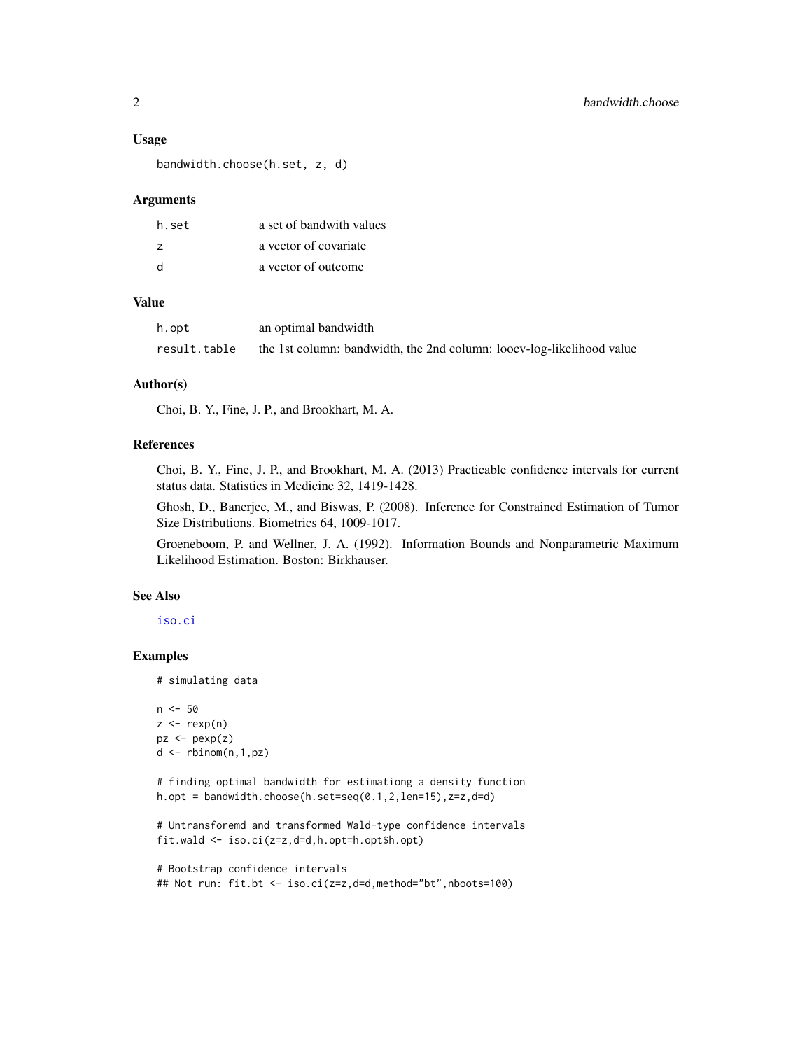### Usage

```
bandwidth.choose(h.set, z, d)
```

### Arguments

| | |
|---|---|
| h.set | a set of bandwith values |
| z | a vector of covariate |
| d | a vector of outcome |

### Value

| | |
|---|---|
| h.opt | an optimal bandwidth |
| result.table | the 1st column: bandwidth, the 2nd column: loocv-log-likelihood value |

### Author(s)

Choi, B. Y., Fine, J. P., and Brookhart, M. A.

### References

Choi, B. Y., Fine, J. P., and Brookhart, M. A. (2013) Practicable confidence intervals for current status data. Statistics in Medicine 32, 1419-1428.

Ghosh, D., Banerjee, M., and Biswas, P. (2008). Inference for Constrained Estimation of Tumor Size Distributions. Biometrics 64, 1009-1017.

Groeneboom, P. and Wellner, J. A. (1992). Information Bounds and Nonparametric Maximum Likelihood Estimation. Boston: Birkhauser.

### See Also

iso.ci

### Examples

```
# simulating data

n <- 50
z <- rexp(n)
pz <- pexp(z)
d <- rbinom(n,1,pz)

# finding optimal bandwidth for estimationg a density function
h.opt = bandwidth.choose(h.set=seq(0.1,2,len=15),z=z,d=d)

# Untransforemd and transformed Wald-type confidence intervals
fit.wald <- iso.ci(z=z,d=d,h.opt=h.opt$h.opt)

# Bootstrap confidence intervals
## Not run: fit.bt <- iso.ci(z=z,d=d,method="bt",nboots=100)
```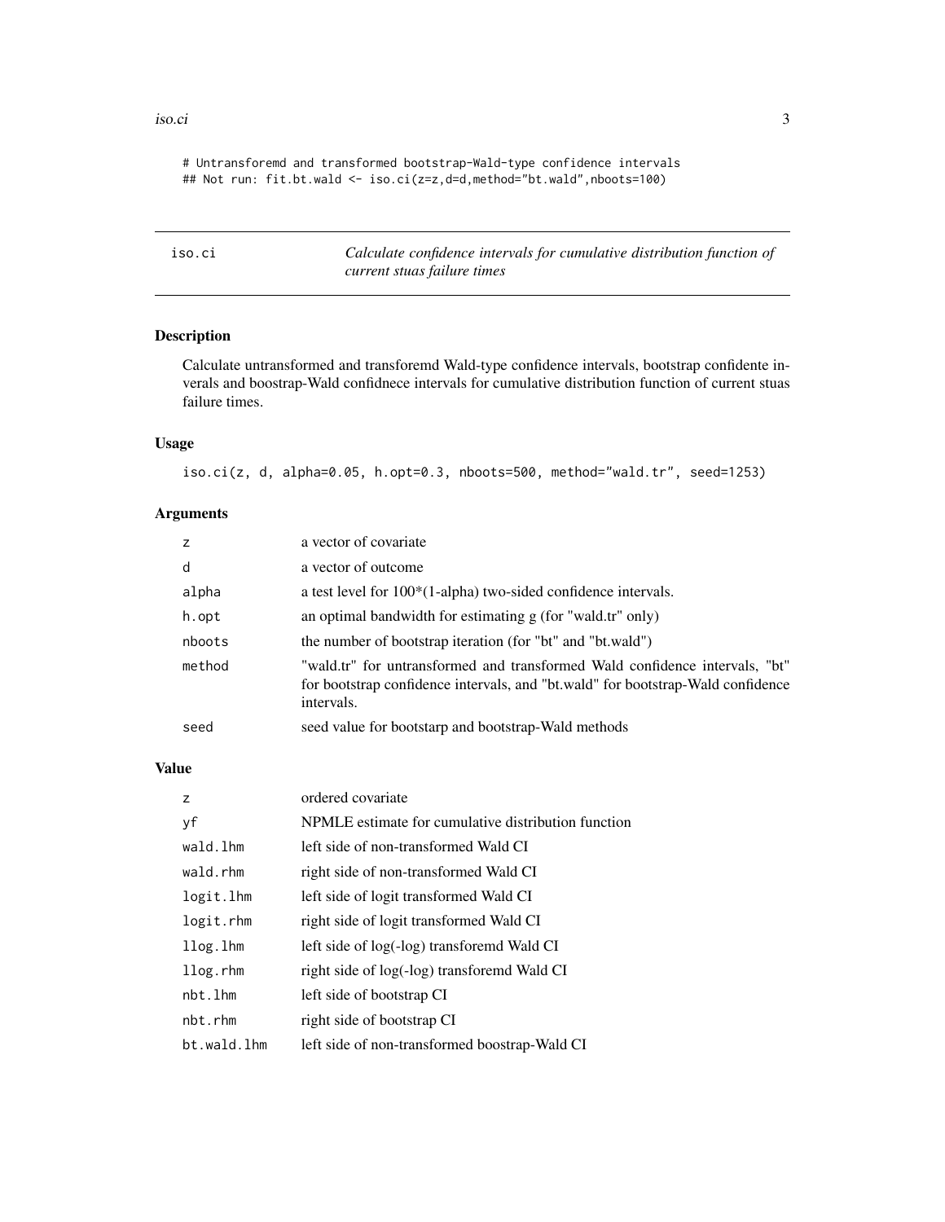```
# Untransforemd and transformed bootstrap-Wald-type confidence intervals
## Not run: fit.bt.wald <- iso.ci(z=z,d=d,method="bt.wald",nboots=100)
```

---

## iso.ci — *Calculate confidence intervals for cumulative distribution function of current stuas failure times*

---

### Description

Calculate untransformed and transforemd Wald-type confidence intervals, bootstrap confidente inverals and boostrap-Wald confidnece intervals for cumulative distribution function of current stuas failure times.

### Usage

```
iso.ci(z, d, alpha=0.05, h.opt=0.3, nboots=500, method="wald.tr", seed=1253)
```

### Arguments

| | |
|---|---|
| `z` | a vector of covariate |
| `d` | a vector of outcome |
| `alpha` | a test level for 100*(1-alpha) two-sided confidence intervals. |
| `h.opt` | an optimal bandwidth for estimating g (for "wald.tr" only) |
| `nboots` | the number of bootstrap iteration (for "bt" and "bt.wald") |
| `method` | "wald.tr" for untransformed and transformed Wald confidence intervals, "bt" for bootstrap confidence intervals, and "bt.wald" for bootstrap-Wald confidence intervals. |
| `seed` | seed value for bootstarp and bootstrap-Wald methods |

### Value

| | |
|---|---|
| `z` | ordered covariate |
| `yf` | NPMLE estimate for cumulative distribution function |
| `wald.lhm` | left side of non-transformed Wald CI |
| `wald.rhm` | right side of non-transformed Wald CI |
| `logit.lhm` | left side of logit transformed Wald CI |
| `logit.rhm` | right side of logit transformed Wald CI |
| `llog.lhm` | left side of log(-log) transforemd Wald CI |
| `llog.rhm` | right side of log(-log) transforemd Wald CI |
| `nbt.lhm` | left side of bootstrap CI |
| `nbt.rhm` | right side of bootstrap CI |
| `bt.wald.lhm` | left side of non-transformed boostrap-Wald CI |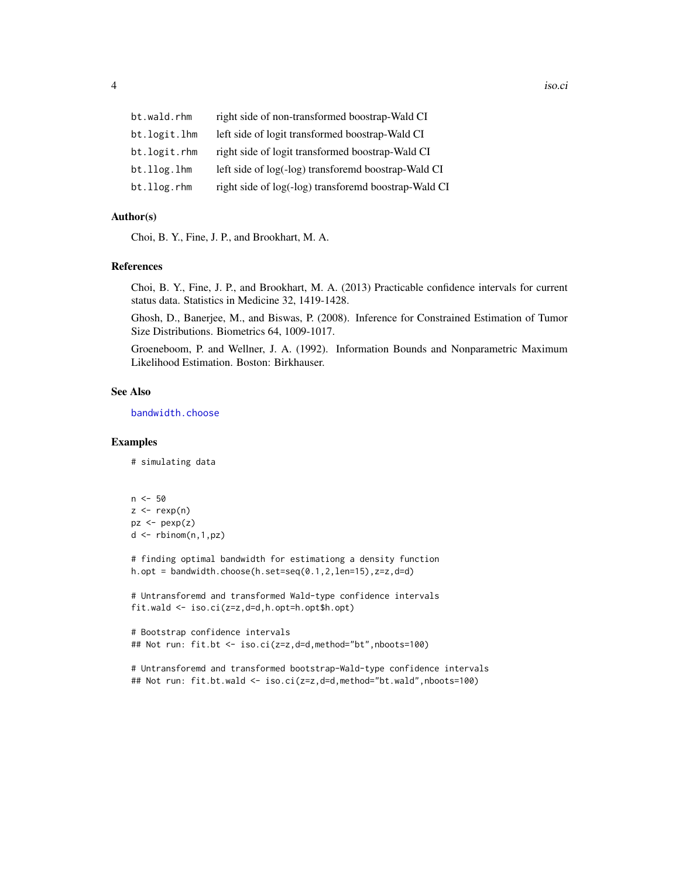| | |
|---|---|
| bt.wald.rhm | right side of non-transformed boostrap-Wald CI |
| bt.logit.lhm | left side of logit transformed boostrap-Wald CI |
| bt.logit.rhm | right side of logit transformed boostrap-Wald CI |
| bt.llog.lhm | left side of log(-log) transforemd boostrap-Wald CI |
| bt.llog.rhm | right side of log(-log) transforemd boostrap-Wald CI |

### Author(s)

Choi, B. Y., Fine, J. P., and Brookhart, M. A.

### References

Choi, B. Y., Fine, J. P., and Brookhart, M. A. (2013) Practicable confidence intervals for current status data. Statistics in Medicine 32, 1419-1428.

Ghosh, D., Banerjee, M., and Biswas, P. (2008). Inference for Constrained Estimation of Tumor Size Distributions. Biometrics 64, 1009-1017.

Groeneboom, P. and Wellner, J. A. (1992). Information Bounds and Nonparametric Maximum Likelihood Estimation. Boston: Birkhauser.

### See Also

bandwidth.choose

### Examples

```
# simulating data


n <- 50
z <- rexp(n)
pz <- pexp(z)
d <- rbinom(n,1,pz)

# finding optimal bandwidth for estimationg a density function
h.opt = bandwidth.choose(h.set=seq(0.1,2,len=15),z=z,d=d)

# Untransforemd and transformed Wald-type confidence intervals
fit.wald <- iso.ci(z=z,d=d,h.opt=h.opt$h.opt)

# Bootstrap confidence intervals
## Not run: fit.bt <- iso.ci(z=z,d=d,method="bt",nboots=100)

# Untransforemd and transformed bootstrap-Wald-type confidence intervals
## Not run: fit.bt.wald <- iso.ci(z=z,d=d,method="bt.wald",nboots=100)
```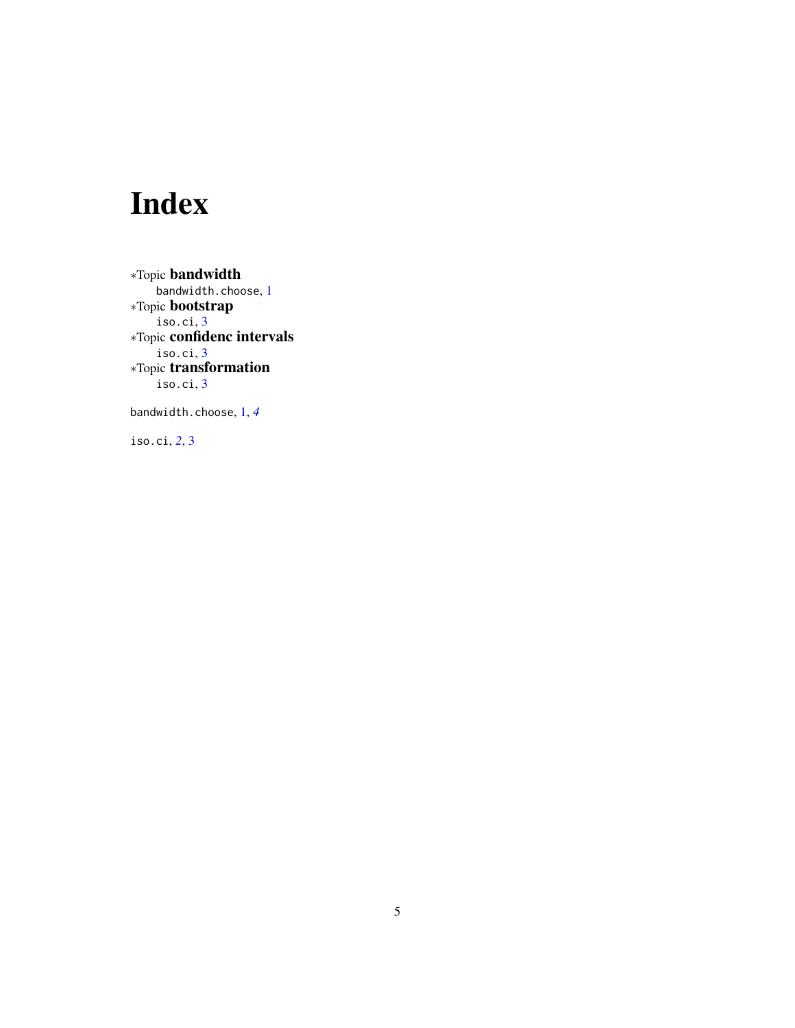# Index

∗Topic **bandwidth**
  bandwidth.choose, 1

∗Topic **bootstrap**
  iso.ci, 3

∗Topic **confidenc intervals**
  iso.ci, 3

∗Topic **transformation**
  iso.ci, 3

bandwidth.choose, 1, *4*

iso.ci, *2*, 3